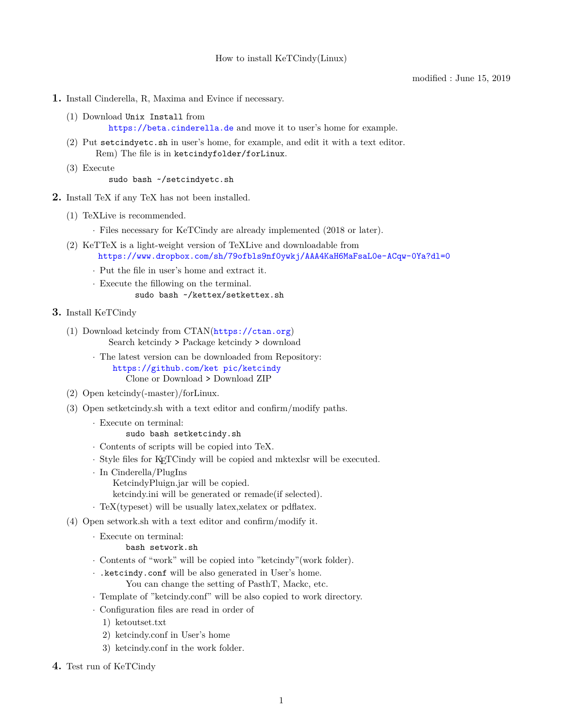How to install KeTCindy(Linux)

modified : June 15, 2019

**1.** Install Cinderella, R, Maxima and Evince if necessary.

(1) Download `Unix Install` from
    https://beta.cinderella.de and move it to user's home for example.

(2) Put `setcindyetc.sh` in user's home, for example, and edit it with a text editor.
    Rem) The file is in `ketcindyfolder/forLinux`.

(3) Execute
    `sudo bash ~/setcindyetc.sh`

**2.** Install TeX if any TeX has not been installed.

(1) TeXLive is recommended.

- · Files necessary for KeTCindy are already implemented (2018 or later).

(2) KeTTeX is a light-weight version of TeXLive and downloadable from
    https://www.dropbox.com/sh/79ofbls9nf0ywkj/AAA4KaH6MaFsaL0e-ACqw-0Ya?dl=0

- · Put the file in user's home and extract it.
- · Execute the fillowing on the terminal.
    `sudo bash ~/kettex/setkettex.sh`

**3.** Install KeTCindy

(1) Download ketcindy from CTAN(https://ctan.org)
    Search ketcindy > Package ketcindy > download

- · The latest version can be downloaded from Repository:
    https://github.com/ket pic/ketcindy
    Clone or Download > Download ZIP

(2) Open ketcindy(-master)/forLinux.

(3) Open setketcindy.sh with a text editor and confirm/modify paths.

- · Execute on terminal:
    `sudo bash setketcindy.sh`
- · Contents of scripts will be copied into TeX.
- · Style files for KETCindy will be copied and mktexlsr will be executed.
- · In Cinderella/PlugIns
    KetcindyPluign.jar will be copied.
    ketcindy.ini will be generated or remade(if selected).
- · TeX(typeset) will be usually latex,xelatex or pdflatex.

(4) Open setwork.sh with a text editor and confirm/modify it.

- · Execute on terminal:
    `bash setwork.sh`
- · Contents of "work" will be copied into "ketcindy"(work folder).
- · `.ketcindy.conf` will be also generated in User's home.
    You can change the setting of PasthT, Mackc, etc.
- · Template of "ketcindy.conf" will be also copied to work directory.
- · Configuration files are read in order of
    1) ketoutset.txt
    2) ketcindy.conf in User's home
    3) ketcindy.conf in the work folder.

**4.** Test run of KeTCindy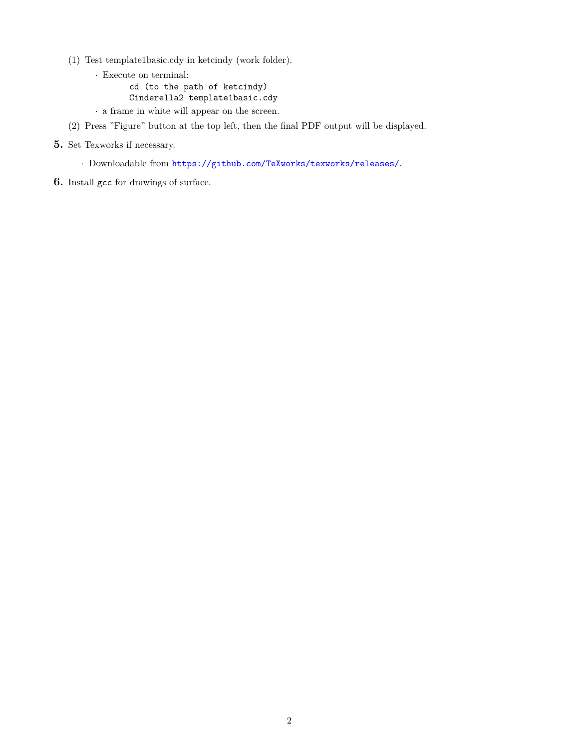(1) Test template1basic.cdy in ketcindy (work folder).

· Execute on terminal:

```
cd (to the path of ketcindy)
Cinderella2 template1basic.cdy
```

· a frame in white will appear on the screen.

(2) Press "Figure" button at the top left, then the final PDF output will be displayed.

**5.** Set Texworks if necessary.

· Downloadable from https://github.com/TeXworks/texworks/releases/.

**6.** Install `gcc` for drawings of surface.